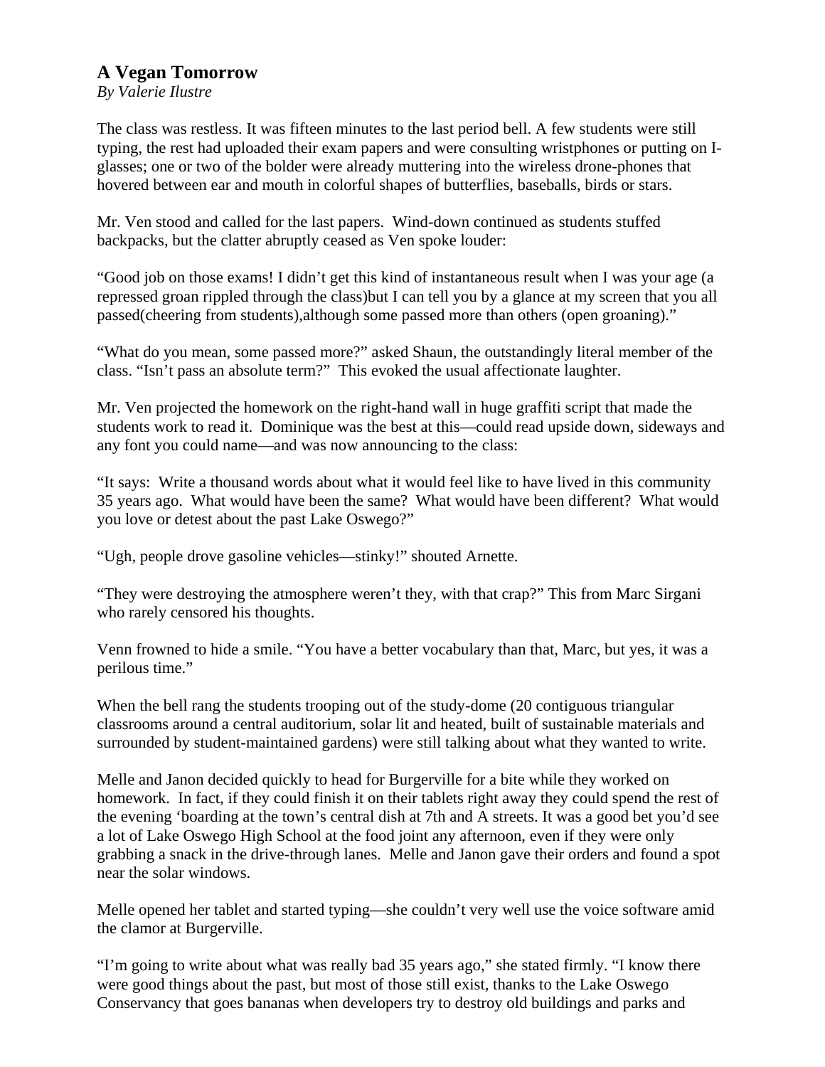## A Vegan Tomorrow

*By Valerie Ilustre*

The class was restless. It was fifteen minutes to the last period bell. A few students were still typing, the rest had uploaded their exam papers and were consulting wristphones or putting on I-glasses; one or two of the bolder were already muttering into the wireless drone-phones that hovered between ear and mouth in colorful shapes of butterflies, baseballs, birds or stars.

Mr. Ven stood and called for the last papers. Wind-down continued as students stuffed backpacks, but the clatter abruptly ceased as Ven spoke louder:

"Good job on those exams! I didn't get this kind of instantaneous result when I was your age (a repressed groan rippled through the class)but I can tell you by a glance at my screen that you all passed(cheering from students),although some passed more than others (open groaning)."

"What do you mean, some passed more?" asked Shaun, the outstandingly literal member of the class. "Isn't pass an absolute term?" This evoked the usual affectionate laughter.

Mr. Ven projected the homework on the right-hand wall in huge graffiti script that made the students work to read it. Dominique was the best at this—could read upside down, sideways and any font you could name—and was now announcing to the class:

"It says: Write a thousand words about what it would feel like to have lived in this community 35 years ago. What would have been the same? What would have been different? What would you love or detest about the past Lake Oswego?"

"Ugh, people drove gasoline vehicles—stinky!" shouted Arnette.

"They were destroying the atmosphere weren't they, with that crap?" This from Marc Sirgani who rarely censored his thoughts.

Venn frowned to hide a smile. "You have a better vocabulary than that, Marc, but yes, it was a perilous time."

When the bell rang the students trooping out of the study-dome (20 contiguous triangular classrooms around a central auditorium, solar lit and heated, built of sustainable materials and surrounded by student-maintained gardens) were still talking about what they wanted to write.

Melle and Janon decided quickly to head for Burgerville for a bite while they worked on homework. In fact, if they could finish it on their tablets right away they could spend the rest of the evening 'boarding at the town's central dish at 7th and A streets. It was a good bet you'd see a lot of Lake Oswego High School at the food joint any afternoon, even if they were only grabbing a snack in the drive-through lanes. Melle and Janon gave their orders and found a spot near the solar windows.

Melle opened her tablet and started typing—she couldn't very well use the voice software amid the clamor at Burgerville.

"I'm going to write about what was really bad 35 years ago," she stated firmly. "I know there were good things about the past, but most of those still exist, thanks to the Lake Oswego Conservancy that goes bananas when developers try to destroy old buildings and parks and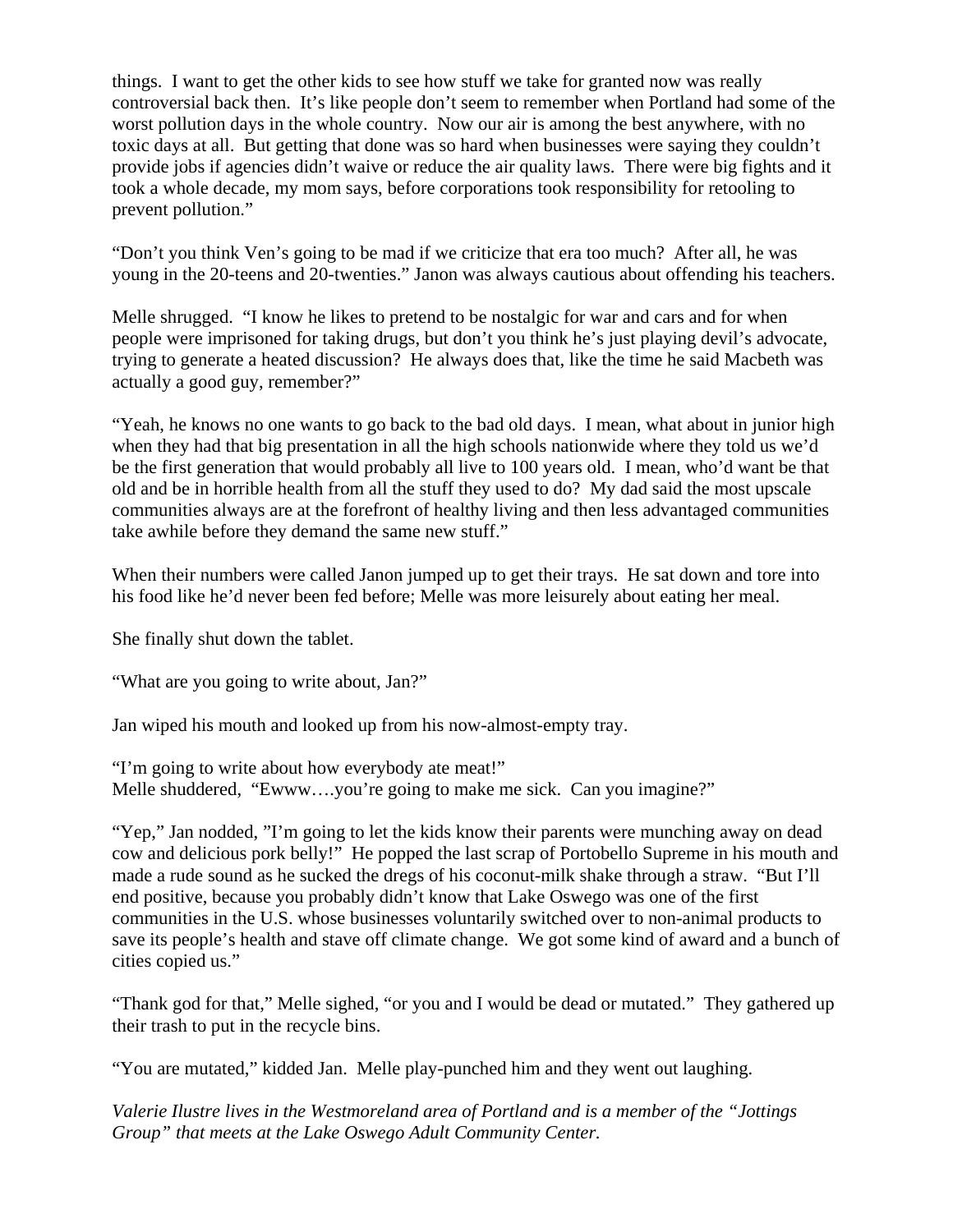things. I want to get the other kids to see how stuff we take for granted now was really controversial back then. It's like people don't seem to remember when Portland had some of the worst pollution days in the whole country. Now our air is among the best anywhere, with no toxic days at all. But getting that done was so hard when businesses were saying they couldn't provide jobs if agencies didn't waive or reduce the air quality laws. There were big fights and it took a whole decade, my mom says, before corporations took responsibility for retooling to prevent pollution."

"Don't you think Ven's going to be mad if we criticize that era too much? After all, he was young in the 20-teens and 20-twenties." Janon was always cautious about offending his teachers.

Melle shrugged. "I know he likes to pretend to be nostalgic for war and cars and for when people were imprisoned for taking drugs, but don't you think he's just playing devil's advocate, trying to generate a heated discussion? He always does that, like the time he said Macbeth was actually a good guy, remember?"

"Yeah, he knows no one wants to go back to the bad old days. I mean, what about in junior high when they had that big presentation in all the high schools nationwide where they told us we'd be the first generation that would probably all live to 100 years old. I mean, who'd want be that old and be in horrible health from all the stuff they used to do? My dad said the most upscale communities always are at the forefront of healthy living and then less advantaged communities take awhile before they demand the same new stuff."

When their numbers were called Janon jumped up to get their trays. He sat down and tore into his food like he'd never been fed before; Melle was more leisurely about eating her meal.

She finally shut down the tablet.

"What are you going to write about, Jan?"

Jan wiped his mouth and looked up from his now-almost-empty tray.

"I'm going to write about how everybody ate meat!"
Melle shuddered, "Ewww….you're going to make me sick. Can you imagine?"

"Yep," Jan nodded, "I'm going to let the kids know their parents were munching away on dead cow and delicious pork belly!" He popped the last scrap of Portobello Supreme in his mouth and made a rude sound as he sucked the dregs of his coconut-milk shake through a straw. "But I'll end positive, because you probably didn't know that Lake Oswego was one of the first communities in the U.S. whose businesses voluntarily switched over to non-animal products to save its people's health and stave off climate change. We got some kind of award and a bunch of cities copied us."

"Thank god for that," Melle sighed, "or you and I would be dead or mutated." They gathered up their trash to put in the recycle bins.

"You are mutated," kidded Jan. Melle play-punched him and they went out laughing.

*Valerie Ilustre lives in the Westmoreland area of Portland and is a member of the "Jottings Group" that meets at the Lake Oswego Adult Community Center.*